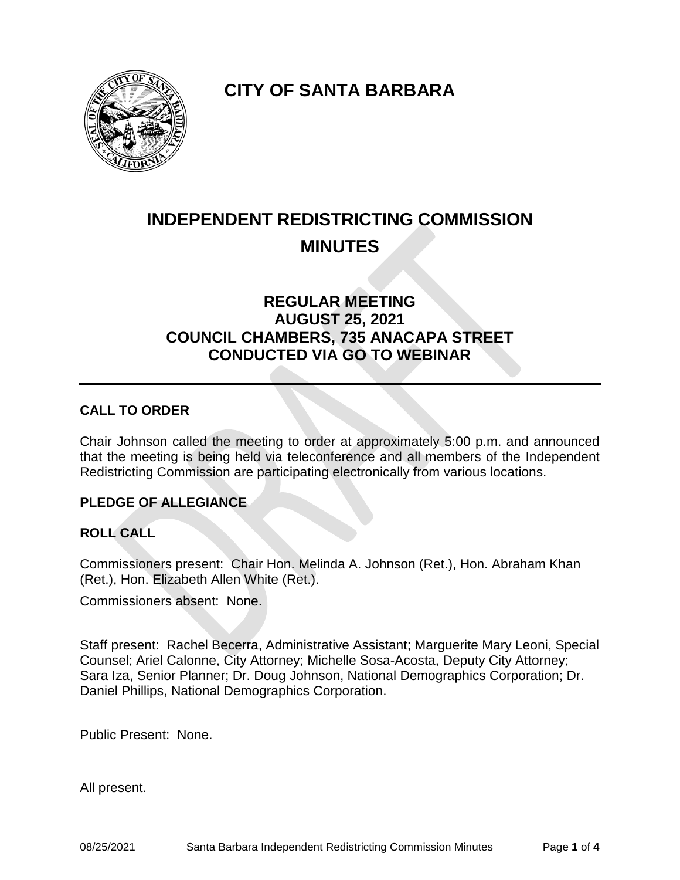# CITY OF SANTA BARBARA

# INDEPENDENT REDISTRICTING COMMISSION MINUTES

## REGULAR MEETING
## AUGUST 25, 2021
## COUNCIL CHAMBERS, 735 ANACAPA STREET
## CONDUCTED VIA GO TO WEBINAR

---

### CALL TO ORDER

Chair Johnson called the meeting to order at approximately 5:00 p.m. and announced that the meeting is being held via teleconference and all members of the Independent Redistricting Commission are participating electronically from various locations.

### PLEDGE OF ALLEGIANCE

### ROLL CALL

Commissioners present: Chair Hon. Melinda A. Johnson (Ret.), Hon. Abraham Khan (Ret.), Hon. Elizabeth Allen White (Ret.).

Commissioners absent: None.

Staff present: Rachel Becerra, Administrative Assistant; Marguerite Mary Leoni, Special Counsel; Ariel Calonne, City Attorney; Michelle Sosa-Acosta, Deputy City Attorney; Sara Iza, Senior Planner; Dr. Doug Johnson, National Demographics Corporation; Dr. Daniel Phillips, National Demographics Corporation.

Public Present: None.

All present.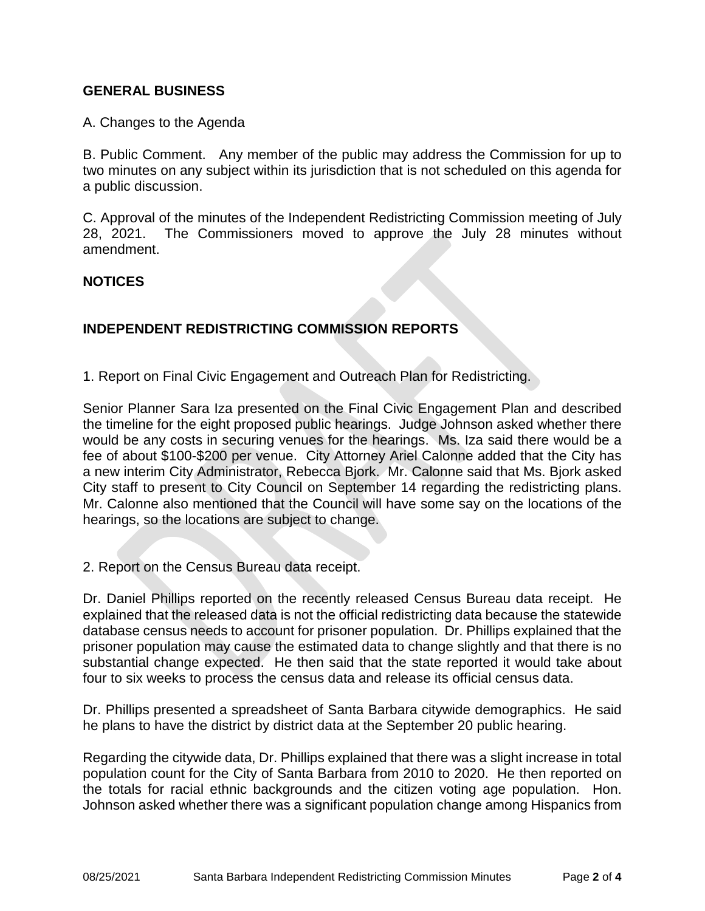## GENERAL BUSINESS

A. Changes to the Agenda

B. Public Comment. Any member of the public may address the Commission for up to two minutes on any subject within its jurisdiction that is not scheduled on this agenda for a public discussion.

C. Approval of the minutes of the Independent Redistricting Commission meeting of July 28, 2021. The Commissioners moved to approve the July 28 minutes without amendment.

## NOTICES

## INDEPENDENT REDISTRICTING COMMISSION REPORTS

1. Report on Final Civic Engagement and Outreach Plan for Redistricting.

Senior Planner Sara Iza presented on the Final Civic Engagement Plan and described the timeline for the eight proposed public hearings. Judge Johnson asked whether there would be any costs in securing venues for the hearings. Ms. Iza said there would be a fee of about $100-$200 per venue. City Attorney Ariel Calonne added that the City has a new interim City Administrator, Rebecca Bjork. Mr. Calonne said that Ms. Bjork asked City staff to present to City Council on September 14 regarding the redistricting plans. Mr. Calonne also mentioned that the Council will have some say on the locations of the hearings, so the locations are subject to change.

2. Report on the Census Bureau data receipt.

Dr. Daniel Phillips reported on the recently released Census Bureau data receipt. He explained that the released data is not the official redistricting data because the statewide database census needs to account for prisoner population. Dr. Phillips explained that the prisoner population may cause the estimated data to change slightly and that there is no substantial change expected. He then said that the state reported it would take about four to six weeks to process the census data and release its official census data.

Dr. Phillips presented a spreadsheet of Santa Barbara citywide demographics. He said he plans to have the district by district data at the September 20 public hearing.

Regarding the citywide data, Dr. Phillips explained that there was a slight increase in total population count for the City of Santa Barbara from 2010 to 2020. He then reported on the totals for racial ethnic backgrounds and the citizen voting age population. Hon. Johnson asked whether there was a significant population change among Hispanics from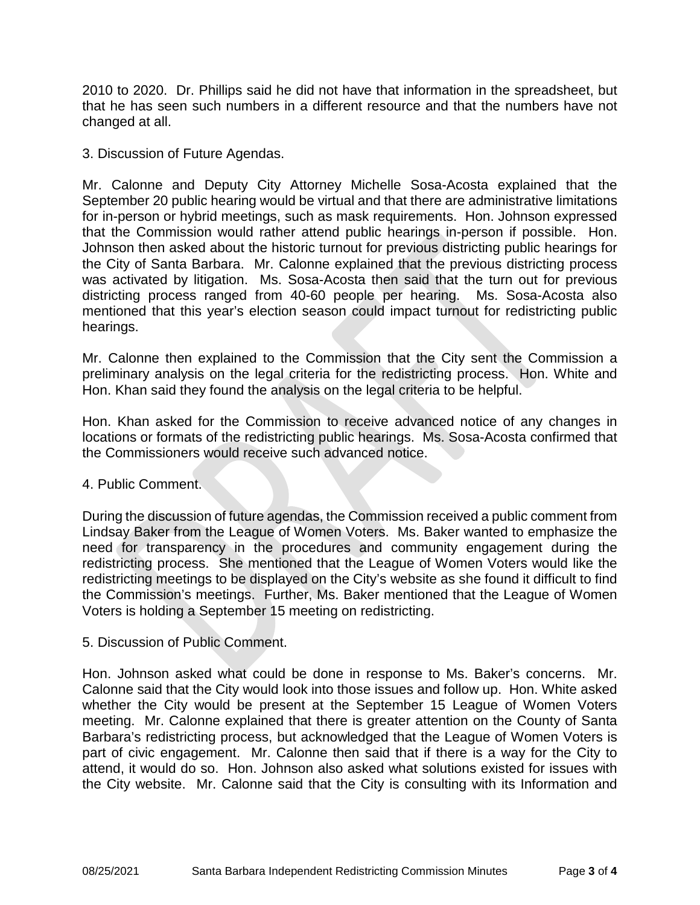2010 to 2020. Dr. Phillips said he did not have that information in the spreadsheet, but that he has seen such numbers in a different resource and that the numbers have not changed at all.

3. Discussion of Future Agendas.

Mr. Calonne and Deputy City Attorney Michelle Sosa-Acosta explained that the September 20 public hearing would be virtual and that there are administrative limitations for in-person or hybrid meetings, such as mask requirements. Hon. Johnson expressed that the Commission would rather attend public hearings in-person if possible. Hon. Johnson then asked about the historic turnout for previous districting public hearings for the City of Santa Barbara. Mr. Calonne explained that the previous districting process was activated by litigation. Ms. Sosa-Acosta then said that the turn out for previous districting process ranged from 40-60 people per hearing. Ms. Sosa-Acosta also mentioned that this year's election season could impact turnout for redistricting public hearings.

Mr. Calonne then explained to the Commission that the City sent the Commission a preliminary analysis on the legal criteria for the redistricting process. Hon. White and Hon. Khan said they found the analysis on the legal criteria to be helpful.

Hon. Khan asked for the Commission to receive advanced notice of any changes in locations or formats of the redistricting public hearings. Ms. Sosa-Acosta confirmed that the Commissioners would receive such advanced notice.

4. Public Comment.

During the discussion of future agendas, the Commission received a public comment from Lindsay Baker from the League of Women Voters. Ms. Baker wanted to emphasize the need for transparency in the procedures and community engagement during the redistricting process. She mentioned that the League of Women Voters would like the redistricting meetings to be displayed on the City's website as she found it difficult to find the Commission's meetings. Further, Ms. Baker mentioned that the League of Women Voters is holding a September 15 meeting on redistricting.

5. Discussion of Public Comment.

Hon. Johnson asked what could be done in response to Ms. Baker's concerns. Mr. Calonne said that the City would look into those issues and follow up. Hon. White asked whether the City would be present at the September 15 League of Women Voters meeting. Mr. Calonne explained that there is greater attention on the County of Santa Barbara's redistricting process, but acknowledged that the League of Women Voters is part of civic engagement. Mr. Calonne then said that if there is a way for the City to attend, it would do so. Hon. Johnson also asked what solutions existed for issues with the City website. Mr. Calonne said that the City is consulting with its Information and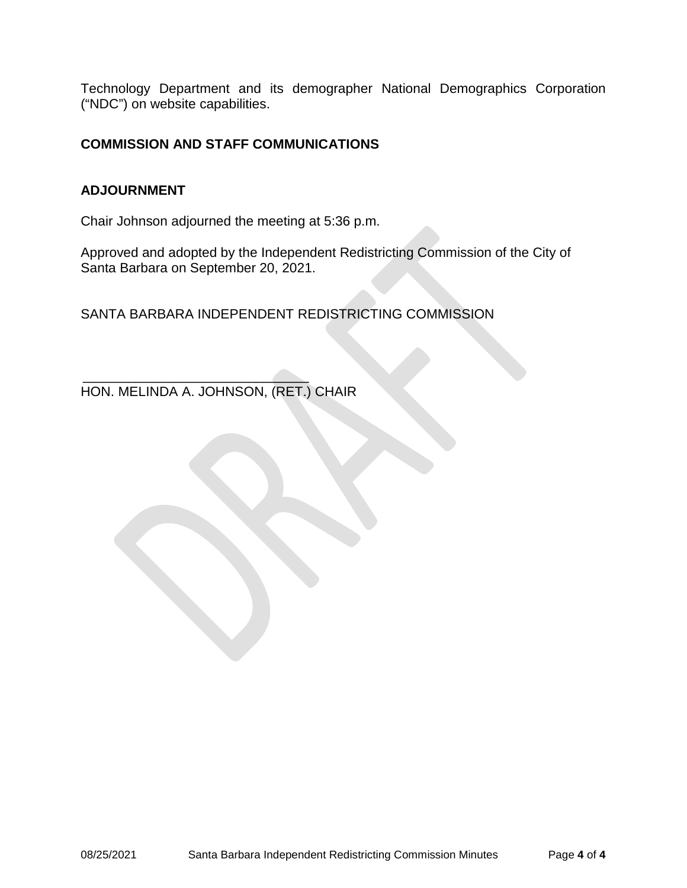Technology Department and its demographer National Demographics Corporation ("NDC") on website capabilities.

**COMMISSION AND STAFF COMMUNICATIONS**

**ADJOURNMENT**

Chair Johnson adjourned the meeting at 5:36 p.m.

Approved and adopted by the Independent Redistricting Commission of the City of Santa Barbara on September 20, 2021.

SANTA BARBARA INDEPENDENT REDISTRICTING COMMISSION

\_\_\_\_\_\_\_\_\_\_\_\_\_\_\_\_\_\_\_\_\_\_\_\_\_\_\_\_\_\_

HON. MELINDA A. JOHNSON, (RET.) CHAIR